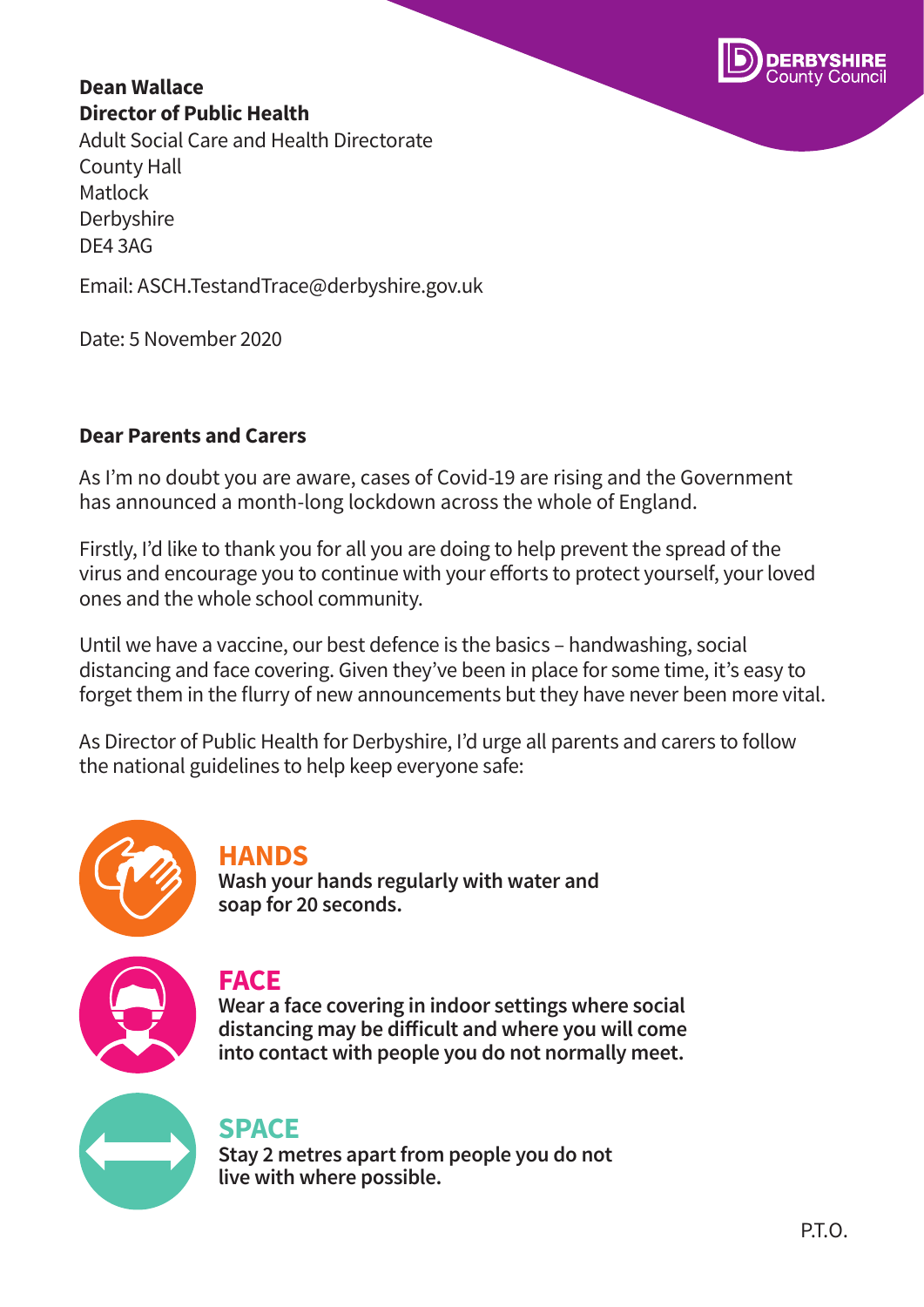DERBYSHIRE County Council

**Dean Wallace**
**Director of Public Health**
Adult Social Care and Health Directorate
County Hall
Matlock
Derbyshire
DE4 3AG

Email: ASCH.TestandTrace@derbyshire.gov.uk

Date: 5 November 2020

**Dear Parents and Carers**

As I'm no doubt you are aware, cases of Covid-19 are rising and the Government has announced a month-long lockdown across the whole of England.

Firstly, I'd like to thank you for all you are doing to help prevent the spread of the virus and encourage you to continue with your efforts to protect yourself, your loved ones and the whole school community.

Until we have a vaccine, our best defence is the basics – handwashing, social distancing and face covering. Given they've been in place for some time, it's easy to forget them in the flurry of new announcements but they have never been more vital.

As Director of Public Health for Derbyshire, I'd urge all parents and carers to follow the national guidelines to help keep everyone safe:

## HANDS

**Wash your hands regularly with water and soap for 20 seconds.**

## FACE

**Wear a face covering in indoor settings where social distancing may be difficult and where you will come into contact with people you do not normally meet.**

## SPACE

**Stay 2 metres apart from people you do not live with where possible.**

P.T.O.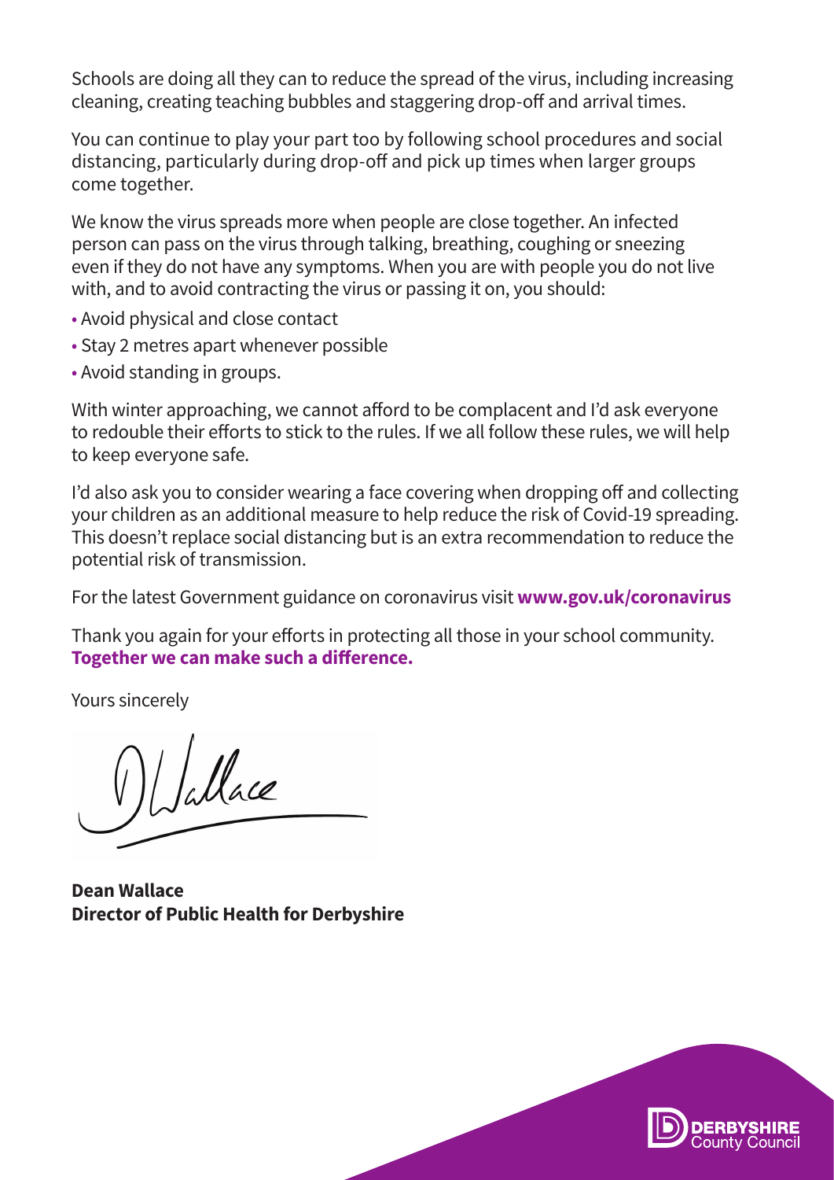Schools are doing all they can to reduce the spread of the virus, including increasing cleaning, creating teaching bubbles and staggering drop-off and arrival times.

You can continue to play your part too by following school procedures and social distancing, particularly during drop-off and pick up times when larger groups come together.

We know the virus spreads more when people are close together. An infected person can pass on the virus through talking, breathing, coughing or sneezing even if they do not have any symptoms. When you are with people you do not live with, and to avoid contracting the virus or passing it on, you should:

- Avoid physical and close contact
- Stay 2 metres apart whenever possible
- Avoid standing in groups.

With winter approaching, we cannot afford to be complacent and I'd ask everyone to redouble their efforts to stick to the rules. If we all follow these rules, we will help to keep everyone safe.

I'd also ask you to consider wearing a face covering when dropping off and collecting your children as an additional measure to help reduce the risk of Covid-19 spreading. This doesn't replace social distancing but is an extra recommendation to reduce the potential risk of transmission.

For the latest Government guidance on coronavirus visit **www.gov.uk/coronavirus**

Thank you again for your efforts in protecting all those in your school community. **Together we can make such a difference.**

Yours sincerely

D Wallace

**Dean Wallace**
**Director of Public Health for Derbyshire**

DERBYSHIRE County Council